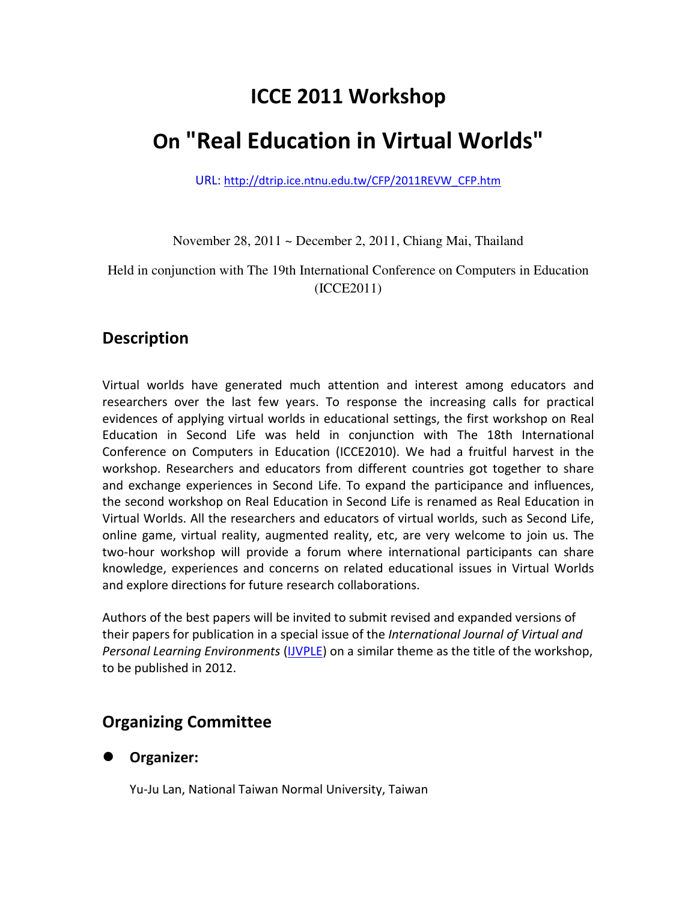# ICCE 2011 Workshop

# On "Real Education in Virtual Worlds"

URL: [http://dtrip.ice.ntnu.edu.tw/CFP/2011REVW_CFP.htm](http://dtrip.ice.ntnu.edu.tw/CFP/2011REVW_CFP.htm)

November 28, 2011 ~ December 2, 2011, Chiang Mai, Thailand

Held in conjunction with The 19th International Conference on Computers in Education (ICCE2011)

## Description

Virtual worlds have generated much attention and interest among educators and researchers over the last few years. To response the increasing calls for practical evidences of applying virtual worlds in educational settings, the first workshop on Real Education in Second Life was held in conjunction with The 18th International Conference on Computers in Education (ICCE2010). We had a fruitful harvest in the workshop. Researchers and educators from different countries got together to share and exchange experiences in Second Life. To expand the participance and influences, the second workshop on Real Education in Second Life is renamed as Real Education in Virtual Worlds. All the researchers and educators of virtual worlds, such as Second Life, online game, virtual reality, augmented reality, etc, are very welcome to join us. The two-hour workshop will provide a forum where international participants can share knowledge, experiences and concerns on related educational issues in Virtual Worlds and explore directions for future research collaborations.

Authors of the best papers will be invited to submit revised and expanded versions of their papers for publication in a special issue of the *International Journal of Virtual and Personal Learning Environments* (IJVPLE) on a similar theme as the title of the workshop, to be published in 2012.

## Organizing Committee

- **Organizer:**

  Yu-Ju Lan, National Taiwan Normal University, Taiwan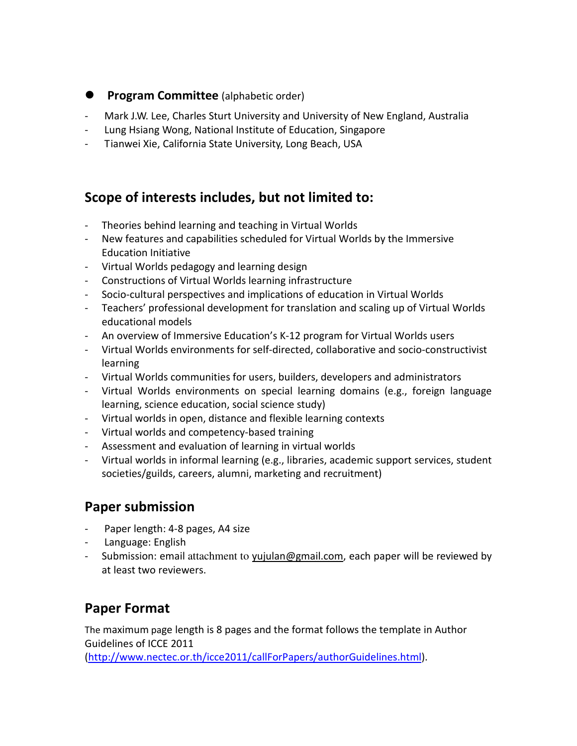- **Program Committee** (alphabetic order)

- Mark J.W. Lee, Charles Sturt University and University of New England, Australia
- Lung Hsiang Wong, National Institute of Education, Singapore
- Tianwei Xie, California State University, Long Beach, USA

## Scope of interests includes, but not limited to:

- Theories behind learning and teaching in Virtual Worlds
- New features and capabilities scheduled for Virtual Worlds by the Immersive Education Initiative
- Virtual Worlds pedagogy and learning design
- Constructions of Virtual Worlds learning infrastructure
- Socio-cultural perspectives and implications of education in Virtual Worlds
- Teachers' professional development for translation and scaling up of Virtual Worlds educational models
- An overview of Immersive Education's K-12 program for Virtual Worlds users
- Virtual Worlds environments for self-directed, collaborative and socio-constructivist learning
- Virtual Worlds communities for users, builders, developers and administrators
- Virtual Worlds environments on special learning domains (e.g., foreign language learning, science education, social science study)
- Virtual worlds in open, distance and flexible learning contexts
- Virtual worlds and competency-based training
- Assessment and evaluation of learning in virtual worlds
- Virtual worlds in informal learning (e.g., libraries, academic support services, student societies/guilds, careers, alumni, marketing and recruitment)

## Paper submission

- Paper length: 4-8 pages, A4 size
- Language: English
- Submission: email attachment to yujulan@gmail.com, each paper will be reviewed by at least two reviewers.

## Paper Format

The maximum page length is 8 pages and the format follows the template in Author Guidelines of ICCE 2011 (http://www.nectec.or.th/icce2011/callForPapers/authorGuidelines.html).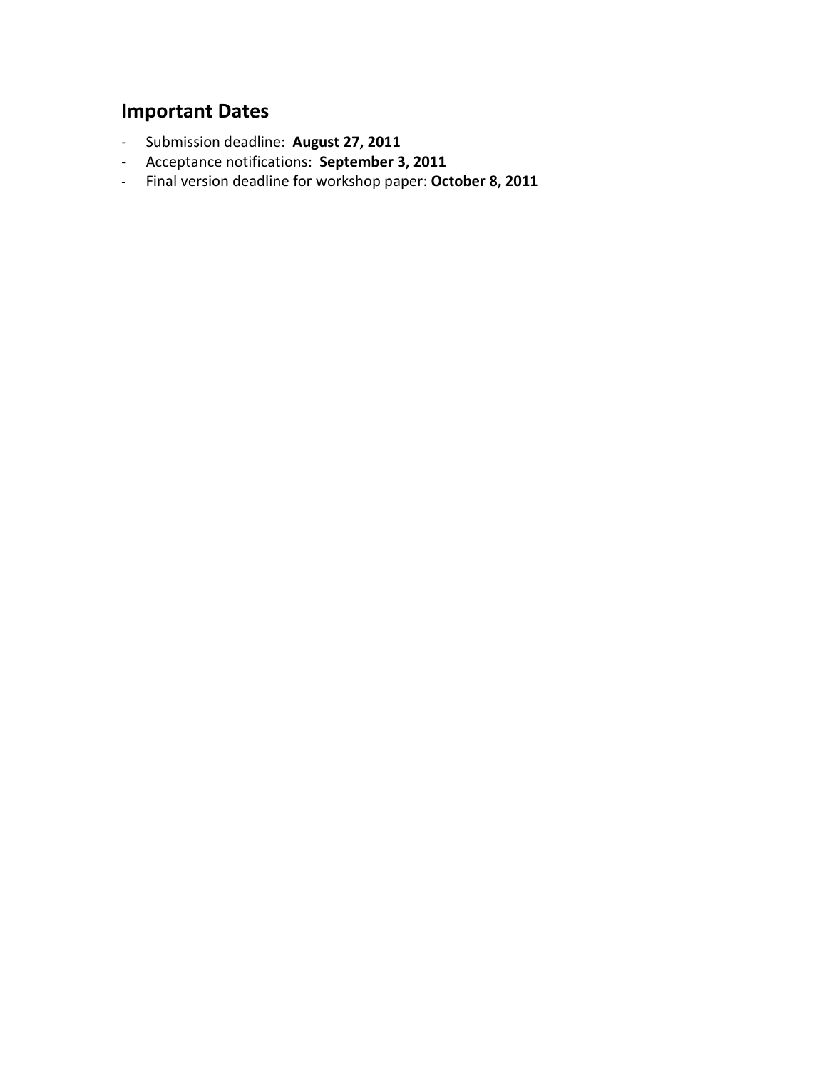## Important Dates

- Submission deadline: **August 27, 2011**
- Acceptance notifications: **September 3, 2011**
- Final version deadline for workshop paper: **October 8, 2011**